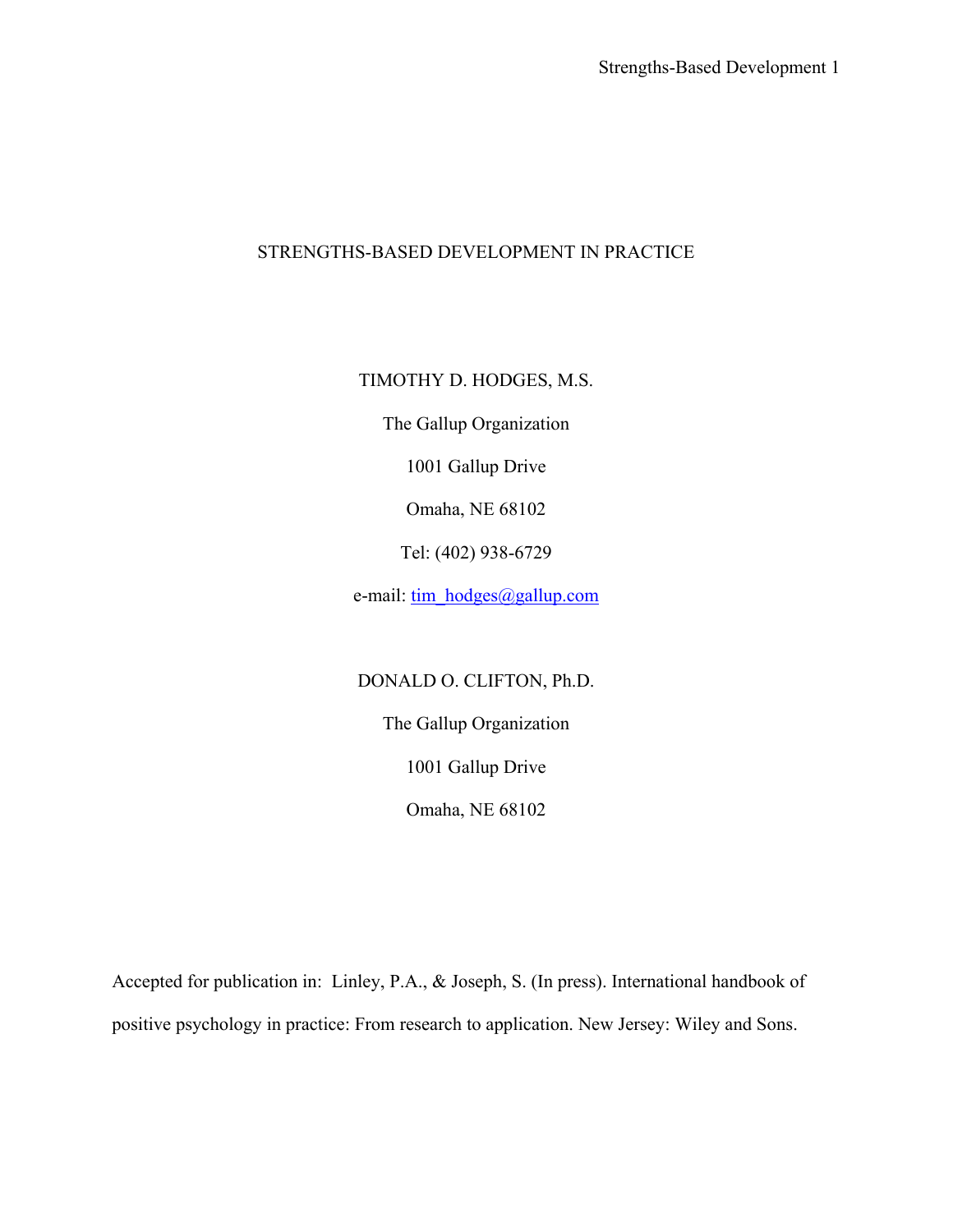# STRENGTHS-BASED DEVELOPMENT IN PRACTICE

TIMOTHY D. HODGES, M.S.

The Gallup Organization

1001 Gallup Drive

Omaha, NE 68102

Tel: (402) 938-6729

e-mail: tim_hodges@gallup.com

DONALD O. CLIFTON, Ph.D.

The Gallup Organization

1001 Gallup Drive

Omaha, NE 68102

Accepted for publication in: Linley, P.A., & Joseph, S. (In press). International handbook of positive psychology in practice: From research to application. New Jersey: Wiley and Sons.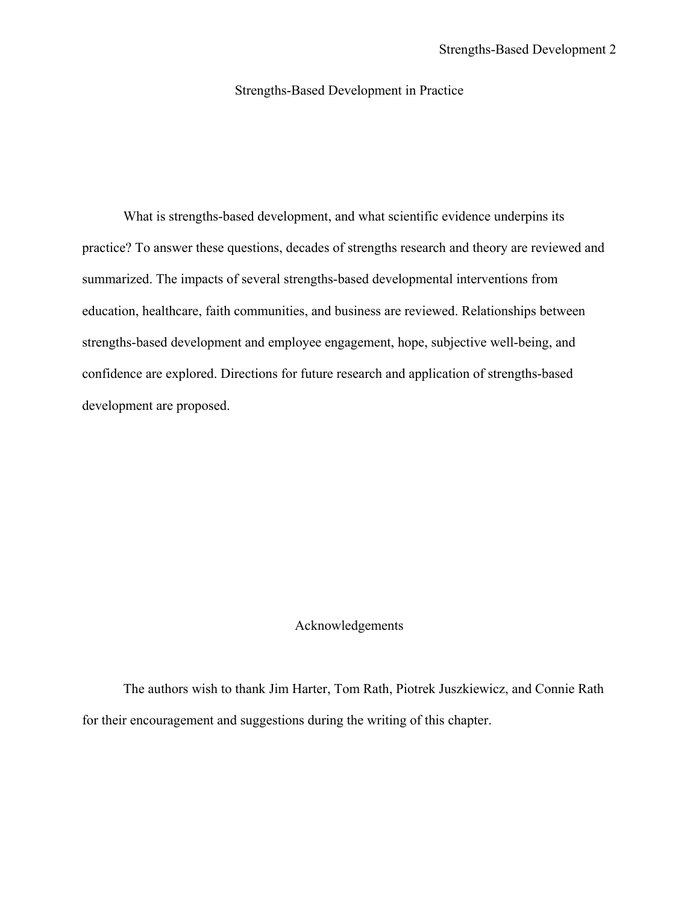# Strengths-Based Development in Practice

What is strengths-based development, and what scientific evidence underpins its practice? To answer these questions, decades of strengths research and theory are reviewed and summarized. The impacts of several strengths-based developmental interventions from education, healthcare, faith communities, and business are reviewed. Relationships between strengths-based development and employee engagement, hope, subjective well-being, and confidence are explored. Directions for future research and application of strengths-based development are proposed.

## Acknowledgements

The authors wish to thank Jim Harter, Tom Rath, Piotrek Juszkiewicz, and Connie Rath for their encouragement and suggestions during the writing of this chapter.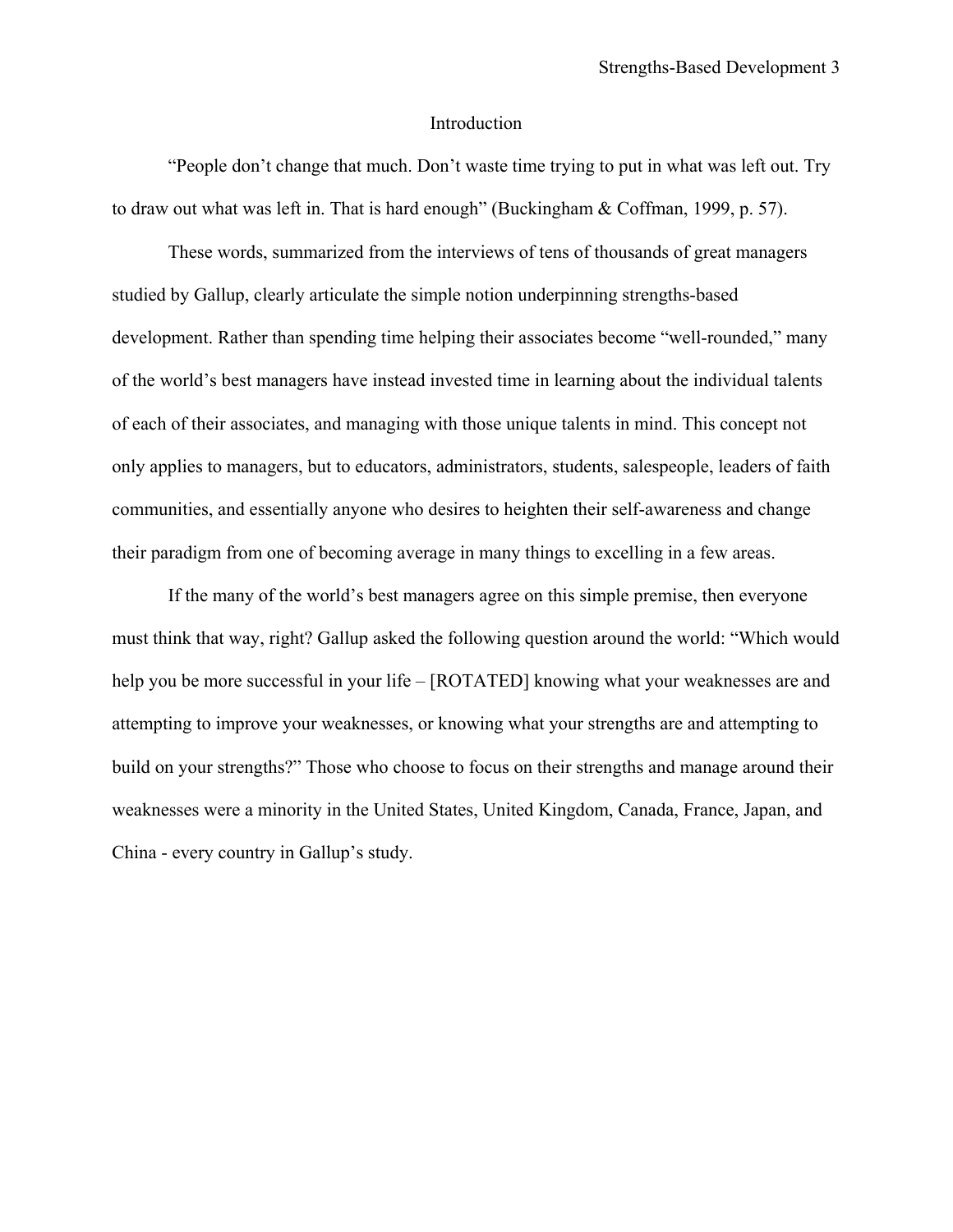# Introduction

"People don't change that much. Don't waste time trying to put in what was left out. Try to draw out what was left in. That is hard enough" (Buckingham & Coffman, 1999, p. 57).

These words, summarized from the interviews of tens of thousands of great managers studied by Gallup, clearly articulate the simple notion underpinning strengths-based development. Rather than spending time helping their associates become "well-rounded," many of the world's best managers have instead invested time in learning about the individual talents of each of their associates, and managing with those unique talents in mind. This concept not only applies to managers, but to educators, administrators, students, salespeople, leaders of faith communities, and essentially anyone who desires to heighten their self-awareness and change their paradigm from one of becoming average in many things to excelling in a few areas.

If the many of the world's best managers agree on this simple premise, then everyone must think that way, right? Gallup asked the following question around the world: "Which would help you be more successful in your life – [ROTATED] knowing what your weaknesses are and attempting to improve your weaknesses, or knowing what your strengths are and attempting to build on your strengths?" Those who choose to focus on their strengths and manage around their weaknesses were a minority in the United States, United Kingdom, Canada, France, Japan, and China - every country in Gallup's study.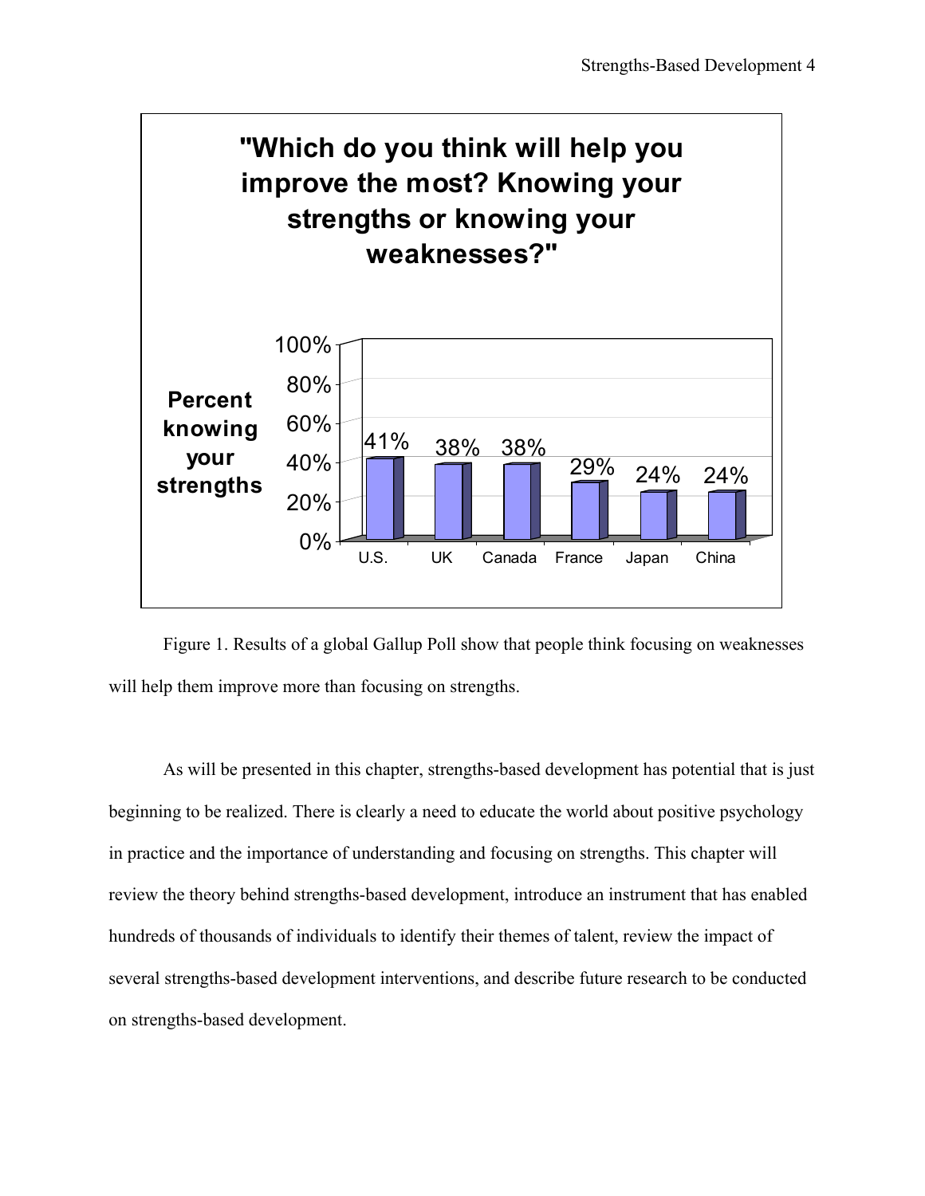**"Which do you think will help you improve the most? Knowing your strengths or knowing your weaknesses?"**

| Country | Percent knowing your strengths |
|---|---|
| U.S. | 41% |
| UK | 38% |
| Canada | 38% |
| France | 29% |
| Japan | 24% |
| China | 24% |

Figure 1. Results of a global Gallup Poll show that people think focusing on weaknesses will help them improve more than focusing on strengths.

As will be presented in this chapter, strengths-based development has potential that is just beginning to be realized. There is clearly a need to educate the world about positive psychology in practice and the importance of understanding and focusing on strengths. This chapter will review the theory behind strengths-based development, introduce an instrument that has enabled hundreds of thousands of individuals to identify their themes of talent, review the impact of several strengths-based development interventions, and describe future research to be conducted on strengths-based development.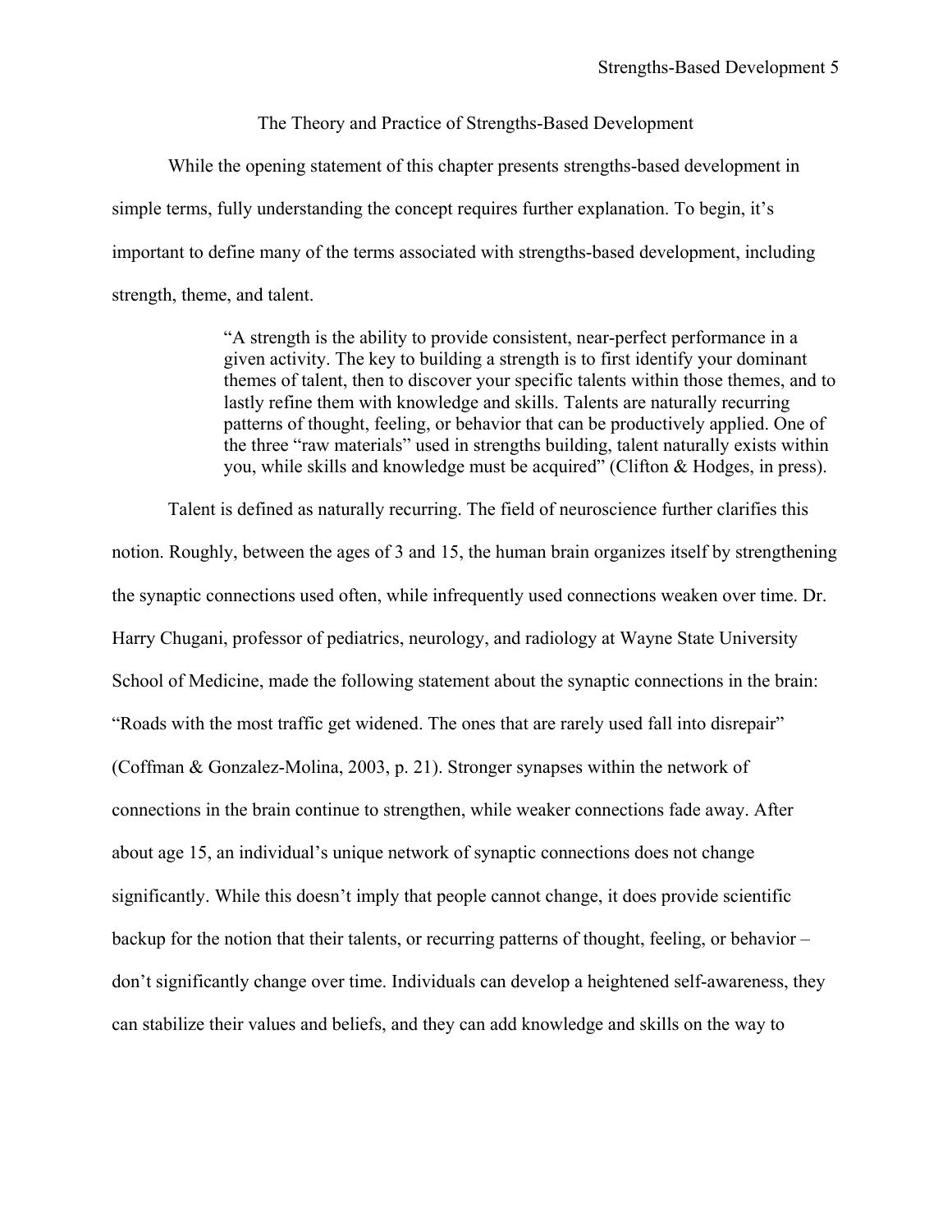## The Theory and Practice of Strengths-Based Development

While the opening statement of this chapter presents strengths-based development in simple terms, fully understanding the concept requires further explanation. To begin, it's important to define many of the terms associated with strengths-based development, including strength, theme, and talent.

> "A strength is the ability to provide consistent, near-perfect performance in a given activity. The key to building a strength is to first identify your dominant themes of talent, then to discover your specific talents within those themes, and to lastly refine them with knowledge and skills. Talents are naturally recurring patterns of thought, feeling, or behavior that can be productively applied. One of the three "raw materials" used in strengths building, talent naturally exists within you, while skills and knowledge must be acquired" (Clifton & Hodges, in press).

Talent is defined as naturally recurring. The field of neuroscience further clarifies this notion. Roughly, between the ages of 3 and 15, the human brain organizes itself by strengthening the synaptic connections used often, while infrequently used connections weaken over time. Dr. Harry Chugani, professor of pediatrics, neurology, and radiology at Wayne State University School of Medicine, made the following statement about the synaptic connections in the brain: "Roads with the most traffic get widened. The ones that are rarely used fall into disrepair" (Coffman & Gonzalez-Molina, 2003, p. 21). Stronger synapses within the network of connections in the brain continue to strengthen, while weaker connections fade away. After about age 15, an individual's unique network of synaptic connections does not change significantly. While this doesn't imply that people cannot change, it does provide scientific backup for the notion that their talents, or recurring patterns of thought, feeling, or behavior – don't significantly change over time. Individuals can develop a heightened self-awareness, they can stabilize their values and beliefs, and they can add knowledge and skills on the way to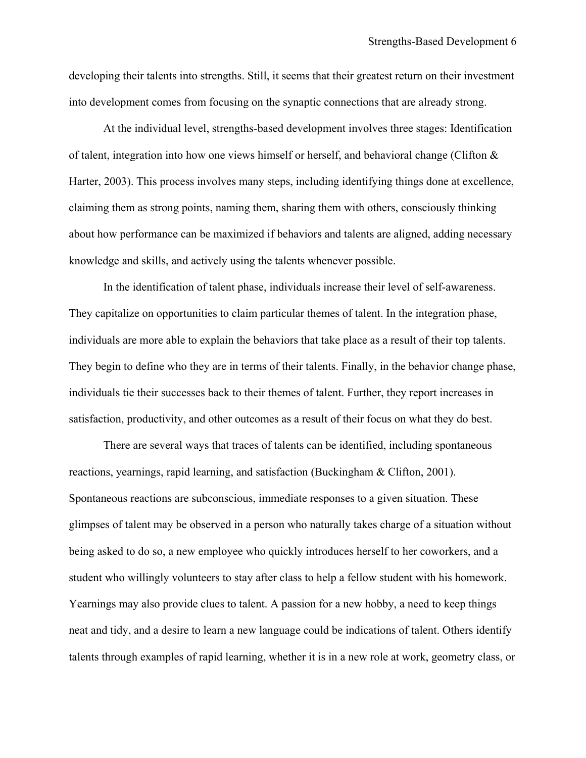developing their talents into strengths. Still, it seems that their greatest return on their investment into development comes from focusing on the synaptic connections that are already strong.

At the individual level, strengths-based development involves three stages: Identification of talent, integration into how one views himself or herself, and behavioral change (Clifton & Harter, 2003). This process involves many steps, including identifying things done at excellence, claiming them as strong points, naming them, sharing them with others, consciously thinking about how performance can be maximized if behaviors and talents are aligned, adding necessary knowledge and skills, and actively using the talents whenever possible.

In the identification of talent phase, individuals increase their level of self-awareness. They capitalize on opportunities to claim particular themes of talent. In the integration phase, individuals are more able to explain the behaviors that take place as a result of their top talents. They begin to define who they are in terms of their talents. Finally, in the behavior change phase, individuals tie their successes back to their themes of talent. Further, they report increases in satisfaction, productivity, and other outcomes as a result of their focus on what they do best.

There are several ways that traces of talents can be identified, including spontaneous reactions, yearnings, rapid learning, and satisfaction (Buckingham & Clifton, 2001). Spontaneous reactions are subconscious, immediate responses to a given situation. These glimpses of talent may be observed in a person who naturally takes charge of a situation without being asked to do so, a new employee who quickly introduces herself to her coworkers, and a student who willingly volunteers to stay after class to help a fellow student with his homework. Yearnings may also provide clues to talent. A passion for a new hobby, a need to keep things neat and tidy, and a desire to learn a new language could be indications of talent. Others identify talents through examples of rapid learning, whether it is in a new role at work, geometry class, or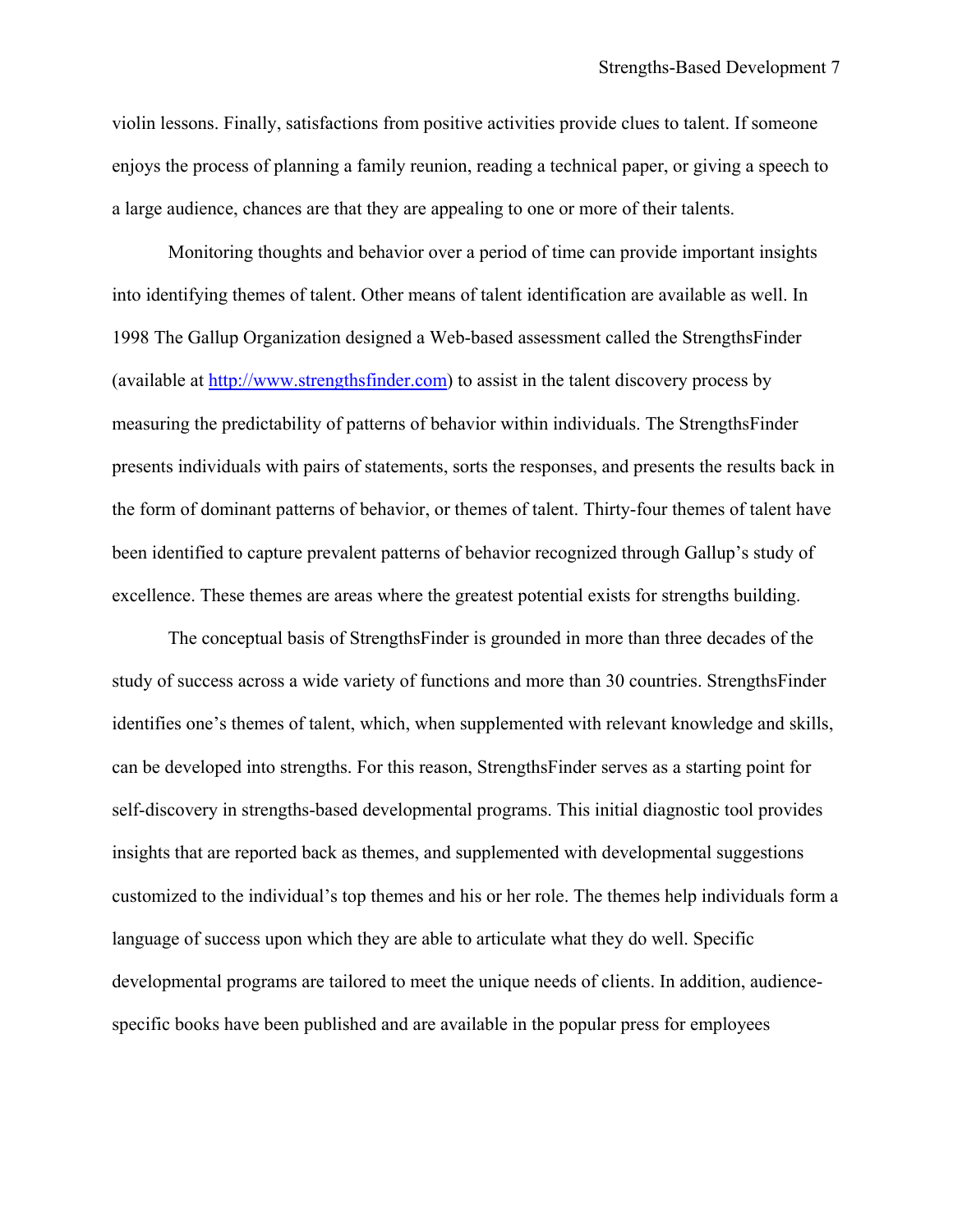violin lessons. Finally, satisfactions from positive activities provide clues to talent. If someone enjoys the process of planning a family reunion, reading a technical paper, or giving a speech to a large audience, chances are that they are appealing to one or more of their talents.

Monitoring thoughts and behavior over a period of time can provide important insights into identifying themes of talent. Other means of talent identification are available as well. In 1998 The Gallup Organization designed a Web-based assessment called the StrengthsFinder (available at http://www.strengthsfinder.com) to assist in the talent discovery process by measuring the predictability of patterns of behavior within individuals. The StrengthsFinder presents individuals with pairs of statements, sorts the responses, and presents the results back in the form of dominant patterns of behavior, or themes of talent. Thirty-four themes of talent have been identified to capture prevalent patterns of behavior recognized through Gallup's study of excellence. These themes are areas where the greatest potential exists for strengths building.

The conceptual basis of StrengthsFinder is grounded in more than three decades of the study of success across a wide variety of functions and more than 30 countries. StrengthsFinder identifies one's themes of talent, which, when supplemented with relevant knowledge and skills, can be developed into strengths. For this reason, StrengthsFinder serves as a starting point for self-discovery in strengths-based developmental programs. This initial diagnostic tool provides insights that are reported back as themes, and supplemented with developmental suggestions customized to the individual's top themes and his or her role. The themes help individuals form a language of success upon which they are able to articulate what they do well. Specific developmental programs are tailored to meet the unique needs of clients. In addition, audience-specific books have been published and are available in the popular press for employees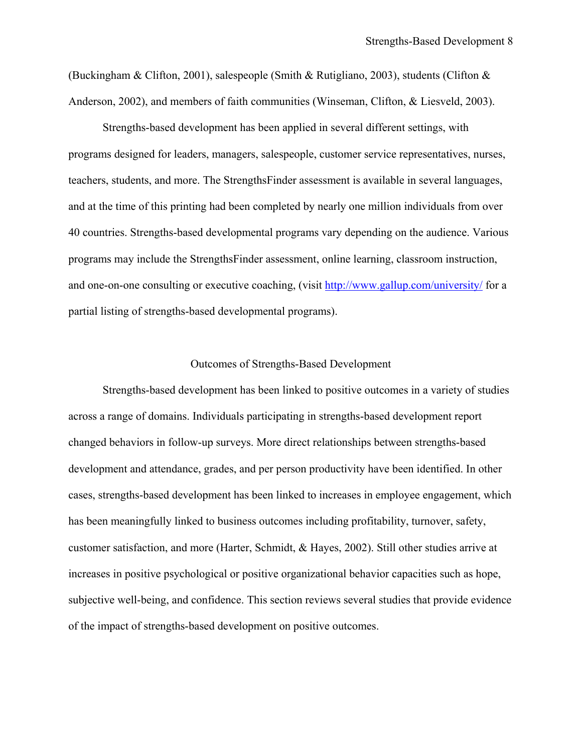(Buckingham & Clifton, 2001), salespeople (Smith & Rutigliano, 2003), students (Clifton & Anderson, 2002), and members of faith communities (Winseman, Clifton, & Liesveld, 2003).

Strengths-based development has been applied in several different settings, with programs designed for leaders, managers, salespeople, customer service representatives, nurses, teachers, students, and more. The StrengthsFinder assessment is available in several languages, and at the time of this printing had been completed by nearly one million individuals from over 40 countries. Strengths-based developmental programs vary depending on the audience. Various programs may include the StrengthsFinder assessment, online learning, classroom instruction, and one-on-one consulting or executive coaching, (visit [http://www.gallup.com/university/](http://www.gallup.com/university/) for a partial listing of strengths-based developmental programs).

## Outcomes of Strengths-Based Development

Strengths-based development has been linked to positive outcomes in a variety of studies across a range of domains. Individuals participating in strengths-based development report changed behaviors in follow-up surveys. More direct relationships between strengths-based development and attendance, grades, and per person productivity have been identified. In other cases, strengths-based development has been linked to increases in employee engagement, which has been meaningfully linked to business outcomes including profitability, turnover, safety, customer satisfaction, and more (Harter, Schmidt, & Hayes, 2002). Still other studies arrive at increases in positive psychological or positive organizational behavior capacities such as hope, subjective well-being, and confidence. This section reviews several studies that provide evidence of the impact of strengths-based development on positive outcomes.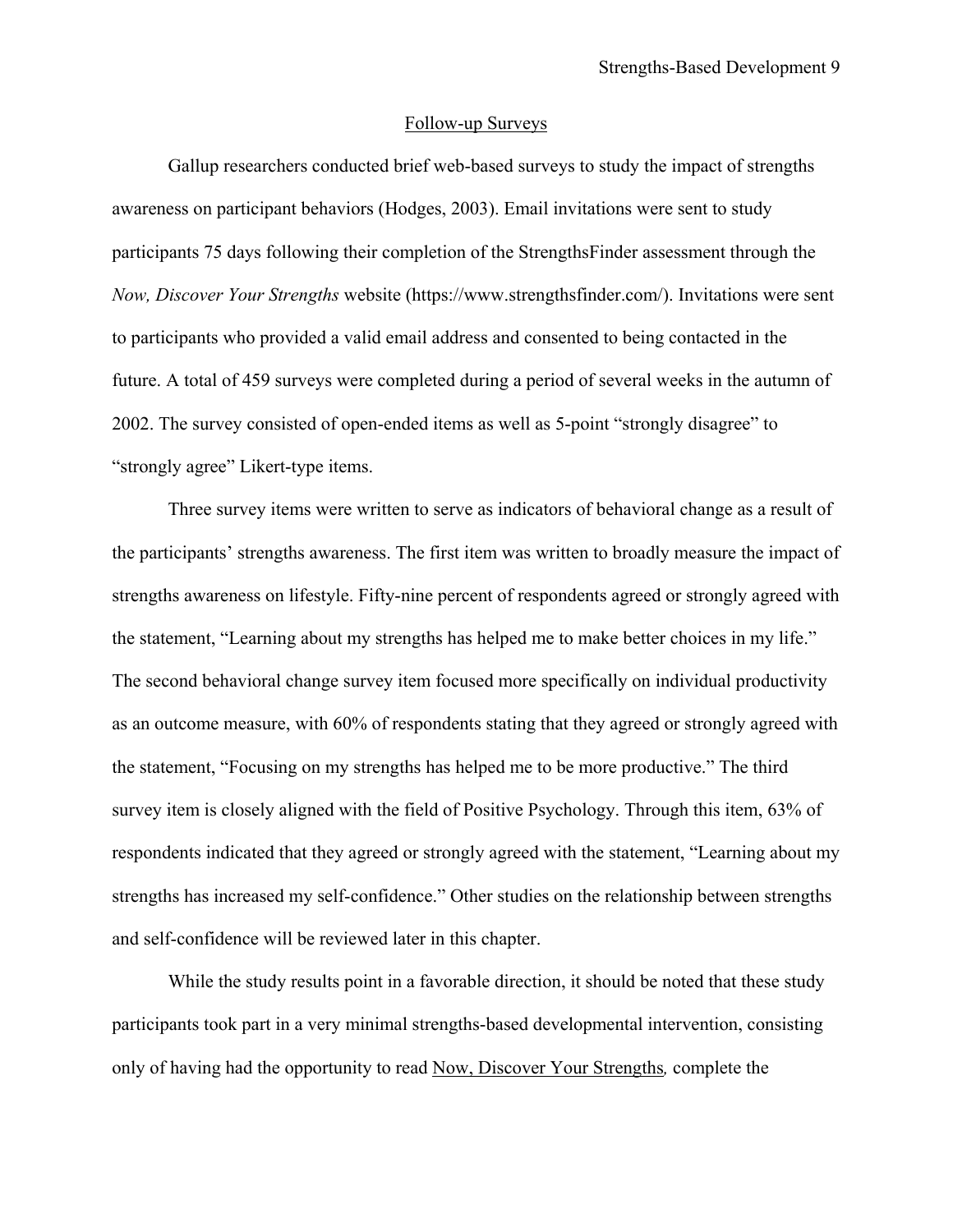## Follow-up Surveys

Gallup researchers conducted brief web-based surveys to study the impact of strengths awareness on participant behaviors (Hodges, 2003). Email invitations were sent to study participants 75 days following their completion of the StrengthsFinder assessment through the *Now, Discover Your Strengths* website (https://www.strengthsfinder.com/). Invitations were sent to participants who provided a valid email address and consented to being contacted in the future. A total of 459 surveys were completed during a period of several weeks in the autumn of 2002. The survey consisted of open-ended items as well as 5-point "strongly disagree" to "strongly agree" Likert-type items.

Three survey items were written to serve as indicators of behavioral change as a result of the participants' strengths awareness. The first item was written to broadly measure the impact of strengths awareness on lifestyle. Fifty-nine percent of respondents agreed or strongly agreed with the statement, "Learning about my strengths has helped me to make better choices in my life." The second behavioral change survey item focused more specifically on individual productivity as an outcome measure, with 60% of respondents stating that they agreed or strongly agreed with the statement, "Focusing on my strengths has helped me to be more productive." The third survey item is closely aligned with the field of Positive Psychology. Through this item, 63% of respondents indicated that they agreed or strongly agreed with the statement, "Learning about my strengths has increased my self-confidence." Other studies on the relationship between strengths and self-confidence will be reviewed later in this chapter.

While the study results point in a favorable direction, it should be noted that these study participants took part in a very minimal strengths-based developmental intervention, consisting only of having had the opportunity to read Now, Discover Your Strengths*,* complete the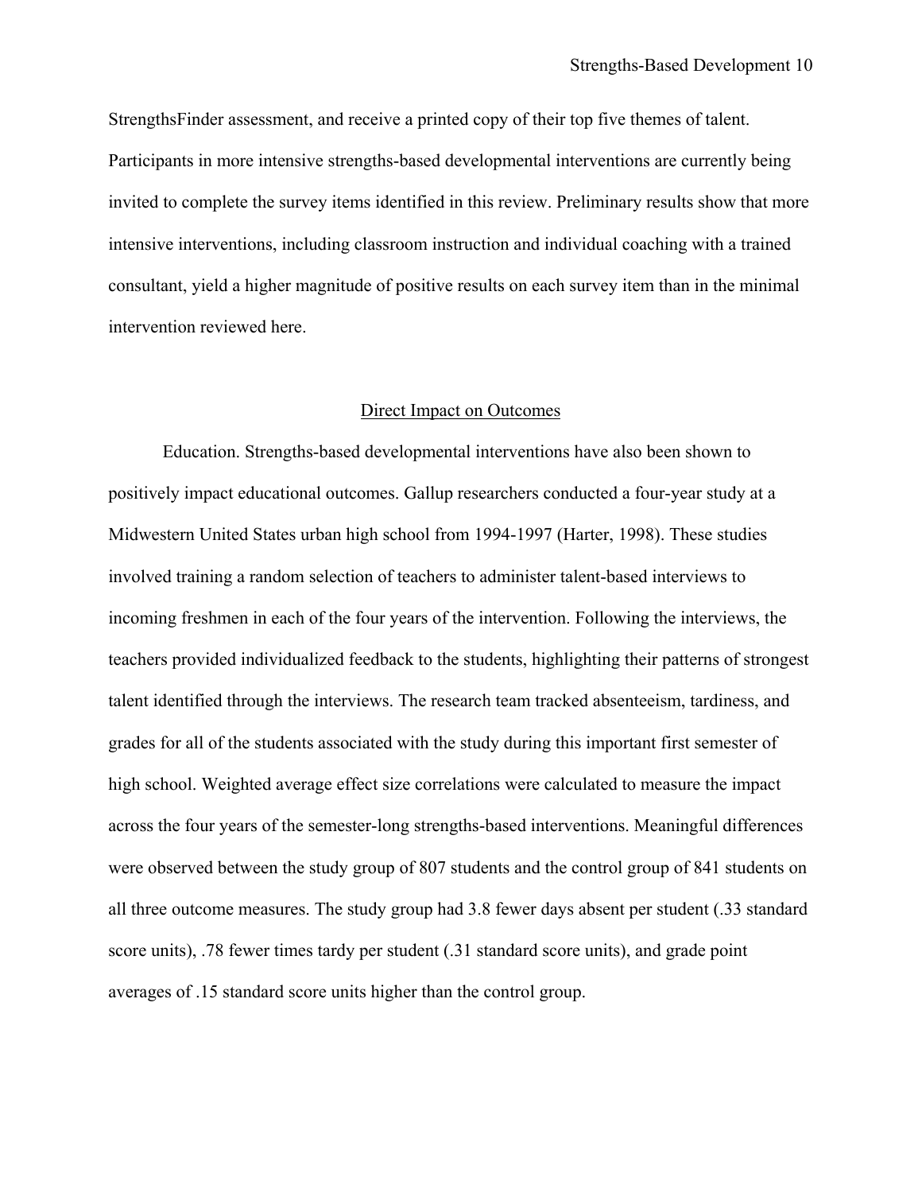StrengthsFinder assessment, and receive a printed copy of their top five themes of talent. Participants in more intensive strengths-based developmental interventions are currently being invited to complete the survey items identified in this review. Preliminary results show that more intensive interventions, including classroom instruction and individual coaching with a trained consultant, yield a higher magnitude of positive results on each survey item than in the minimal intervention reviewed here.

## Direct Impact on Outcomes

Education. Strengths-based developmental interventions have also been shown to positively impact educational outcomes. Gallup researchers conducted a four-year study at a Midwestern United States urban high school from 1994-1997 (Harter, 1998). These studies involved training a random selection of teachers to administer talent-based interviews to incoming freshmen in each of the four years of the intervention. Following the interviews, the teachers provided individualized feedback to the students, highlighting their patterns of strongest talent identified through the interviews. The research team tracked absenteeism, tardiness, and grades for all of the students associated with the study during this important first semester of high school. Weighted average effect size correlations were calculated to measure the impact across the four years of the semester-long strengths-based interventions. Meaningful differences were observed between the study group of 807 students and the control group of 841 students on all three outcome measures. The study group had 3.8 fewer days absent per student (.33 standard score units), .78 fewer times tardy per student (.31 standard score units), and grade point averages of .15 standard score units higher than the control group.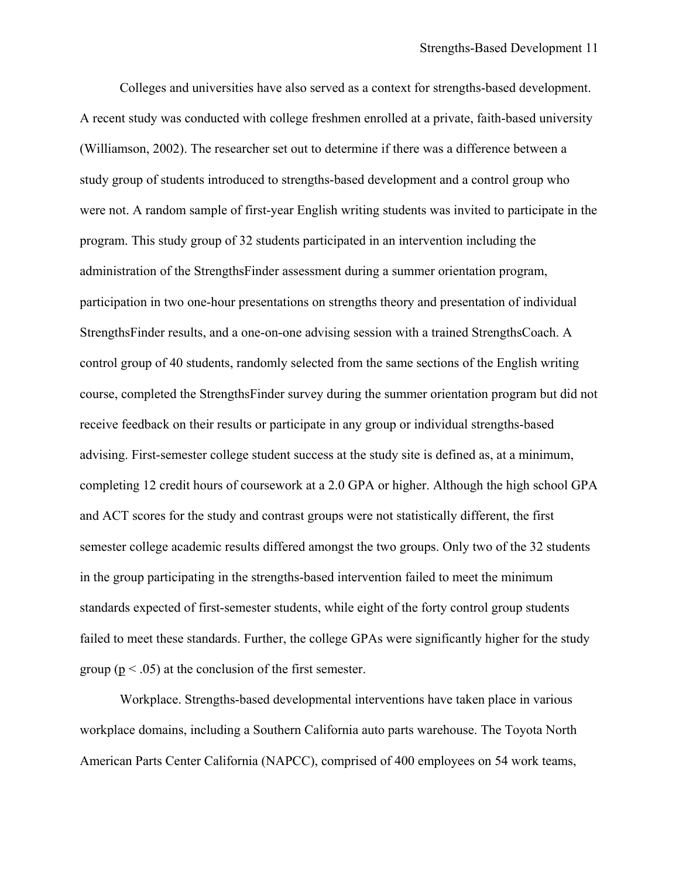Colleges and universities have also served as a context for strengths-based development. A recent study was conducted with college freshmen enrolled at a private, faith-based university (Williamson, 2002). The researcher set out to determine if there was a difference between a study group of students introduced to strengths-based development and a control group who were not. A random sample of first-year English writing students was invited to participate in the program. This study group of 32 students participated in an intervention including the administration of the StrengthsFinder assessment during a summer orientation program, participation in two one-hour presentations on strengths theory and presentation of individual StrengthsFinder results, and a one-on-one advising session with a trained StrengthsCoach. A control group of 40 students, randomly selected from the same sections of the English writing course, completed the StrengthsFinder survey during the summer orientation program but did not receive feedback on their results or participate in any group or individual strengths-based advising. First-semester college student success at the study site is defined as, at a minimum, completing 12 credit hours of coursework at a 2.0 GPA or higher. Although the high school GPA and ACT scores for the study and contrast groups were not statistically different, the first semester college academic results differed amongst the two groups. Only two of the 32 students in the group participating in the strengths-based intervention failed to meet the minimum standards expected of first-semester students, while eight of the forty control group students failed to meet these standards. Further, the college GPAs were significantly higher for the study group ($p < .05$) at the conclusion of the first semester.

Workplace. Strengths-based developmental interventions have taken place in various workplace domains, including a Southern California auto parts warehouse. The Toyota North American Parts Center California (NAPCC), comprised of 400 employees on 54 work teams,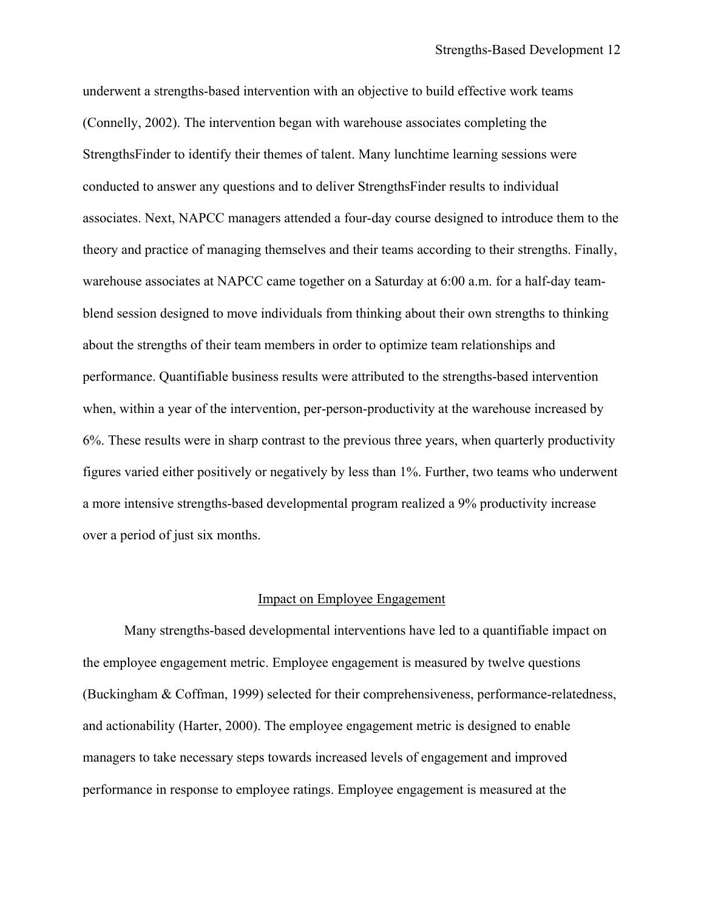underwent a strengths-based intervention with an objective to build effective work teams (Connelly, 2002). The intervention began with warehouse associates completing the StrengthsFinder to identify their themes of talent. Many lunchtime learning sessions were conducted to answer any questions and to deliver StrengthsFinder results to individual associates. Next, NAPCC managers attended a four-day course designed to introduce them to the theory and practice of managing themselves and their teams according to their strengths. Finally, warehouse associates at NAPCC came together on a Saturday at 6:00 a.m. for a half-day team-blend session designed to move individuals from thinking about their own strengths to thinking about the strengths of their team members in order to optimize team relationships and performance. Quantifiable business results were attributed to the strengths-based intervention when, within a year of the intervention, per-person-productivity at the warehouse increased by 6%. These results were in sharp contrast to the previous three years, when quarterly productivity figures varied either positively or negatively by less than 1%. Further, two teams who underwent a more intensive strengths-based developmental program realized a 9% productivity increase over a period of just six months.

## Impact on Employee Engagement

Many strengths-based developmental interventions have led to a quantifiable impact on the employee engagement metric. Employee engagement is measured by twelve questions (Buckingham & Coffman, 1999) selected for their comprehensiveness, performance-relatedness, and actionability (Harter, 2000). The employee engagement metric is designed to enable managers to take necessary steps towards increased levels of engagement and improved performance in response to employee ratings. Employee engagement is measured at the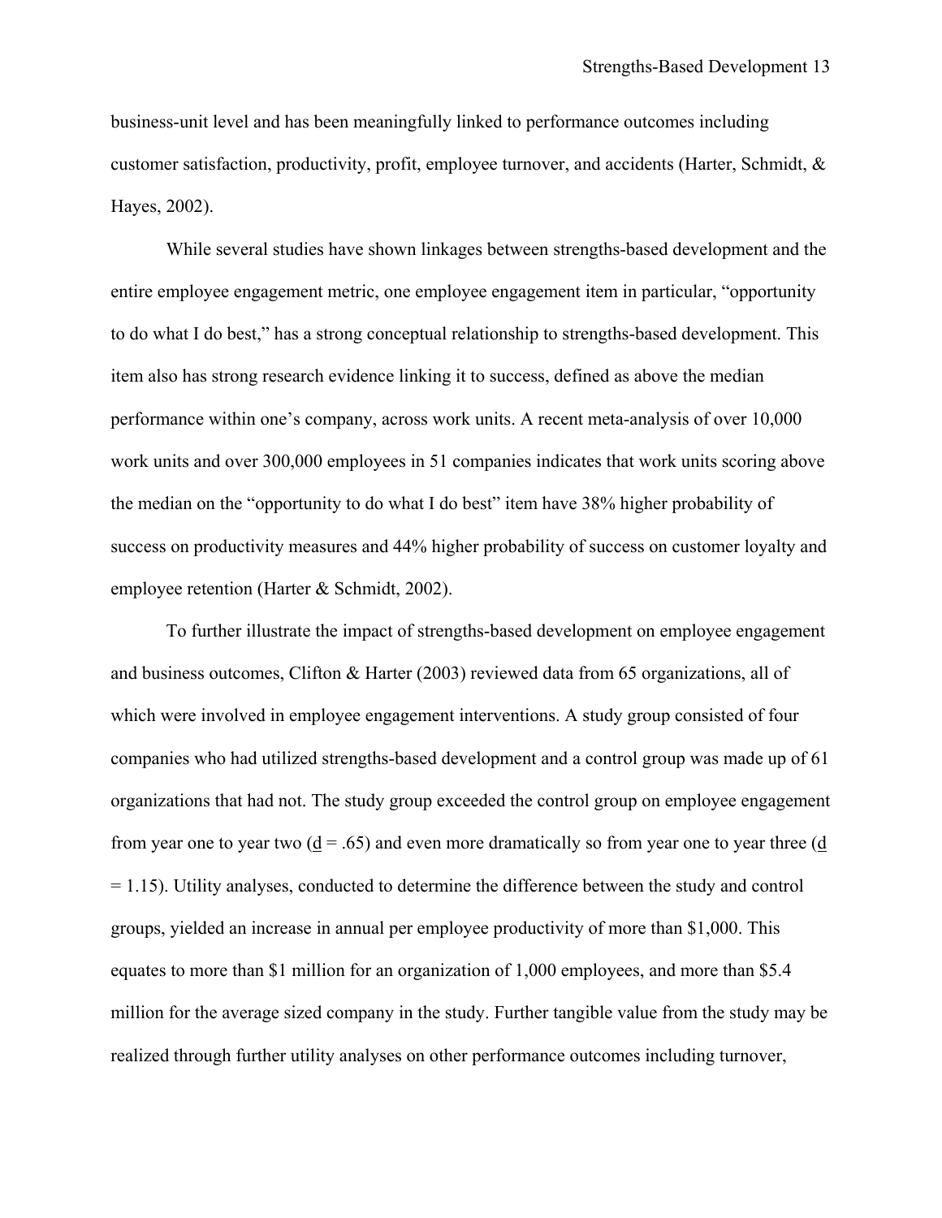business-unit level and has been meaningfully linked to performance outcomes including customer satisfaction, productivity, profit, employee turnover, and accidents (Harter, Schmidt, & Hayes, 2002).

While several studies have shown linkages between strengths-based development and the entire employee engagement metric, one employee engagement item in particular, "opportunity to do what I do best," has a strong conceptual relationship to strengths-based development. This item also has strong research evidence linking it to success, defined as above the median performance within one's company, across work units. A recent meta-analysis of over 10,000 work units and over 300,000 employees in 51 companies indicates that work units scoring above the median on the "opportunity to do what I do best" item have 38% higher probability of success on productivity measures and 44% higher probability of success on customer loyalty and employee retention (Harter & Schmidt, 2002).

To further illustrate the impact of strengths-based development on employee engagement and business outcomes, Clifton & Harter (2003) reviewed data from 65 organizations, all of which were involved in employee engagement interventions. A study group consisted of four companies who had utilized strengths-based development and a control group was made up of 61 organizations that had not. The study group exceeded the control group on employee engagement from year one to year two ($d = .65$) and even more dramatically so from year one to year three ($d = 1.15$). Utility analyses, conducted to determine the difference between the study and control groups, yielded an increase in annual per employee productivity of more than $1,000. This equates to more than $1 million for an organization of 1,000 employees, and more than $5.4 million for the average sized company in the study. Further tangible value from the study may be realized through further utility analyses on other performance outcomes including turnover,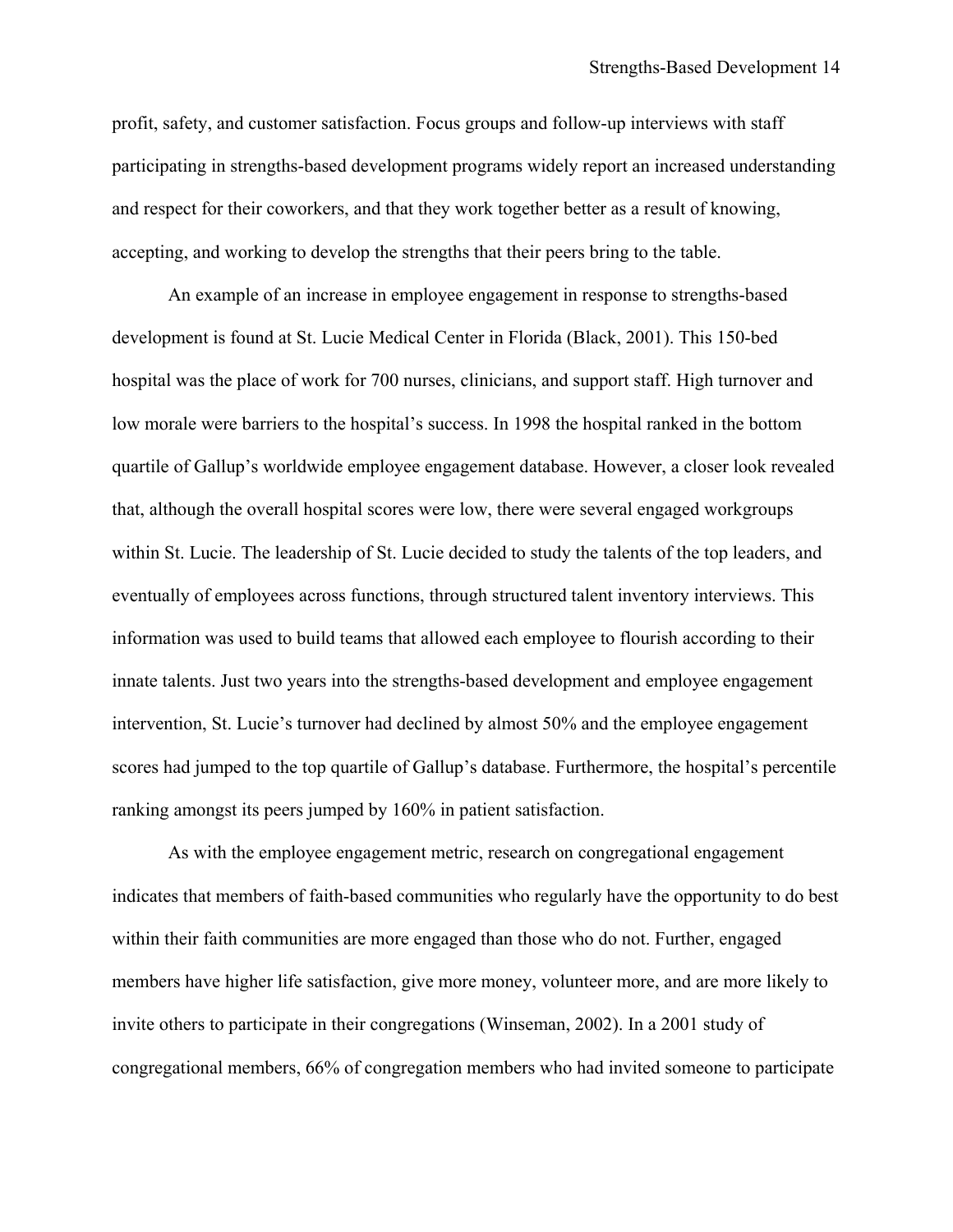profit, safety, and customer satisfaction. Focus groups and follow-up interviews with staff participating in strengths-based development programs widely report an increased understanding and respect for their coworkers, and that they work together better as a result of knowing, accepting, and working to develop the strengths that their peers bring to the table.

An example of an increase in employee engagement in response to strengths-based development is found at St. Lucie Medical Center in Florida (Black, 2001). This 150-bed hospital was the place of work for 700 nurses, clinicians, and support staff. High turnover and low morale were barriers to the hospital's success. In 1998 the hospital ranked in the bottom quartile of Gallup's worldwide employee engagement database. However, a closer look revealed that, although the overall hospital scores were low, there were several engaged workgroups within St. Lucie. The leadership of St. Lucie decided to study the talents of the top leaders, and eventually of employees across functions, through structured talent inventory interviews. This information was used to build teams that allowed each employee to flourish according to their innate talents. Just two years into the strengths-based development and employee engagement intervention, St. Lucie's turnover had declined by almost 50% and the employee engagement scores had jumped to the top quartile of Gallup's database. Furthermore, the hospital's percentile ranking amongst its peers jumped by 160% in patient satisfaction.

As with the employee engagement metric, research on congregational engagement indicates that members of faith-based communities who regularly have the opportunity to do best within their faith communities are more engaged than those who do not. Further, engaged members have higher life satisfaction, give more money, volunteer more, and are more likely to invite others to participate in their congregations (Winseman, 2002). In a 2001 study of congregational members, 66% of congregation members who had invited someone to participate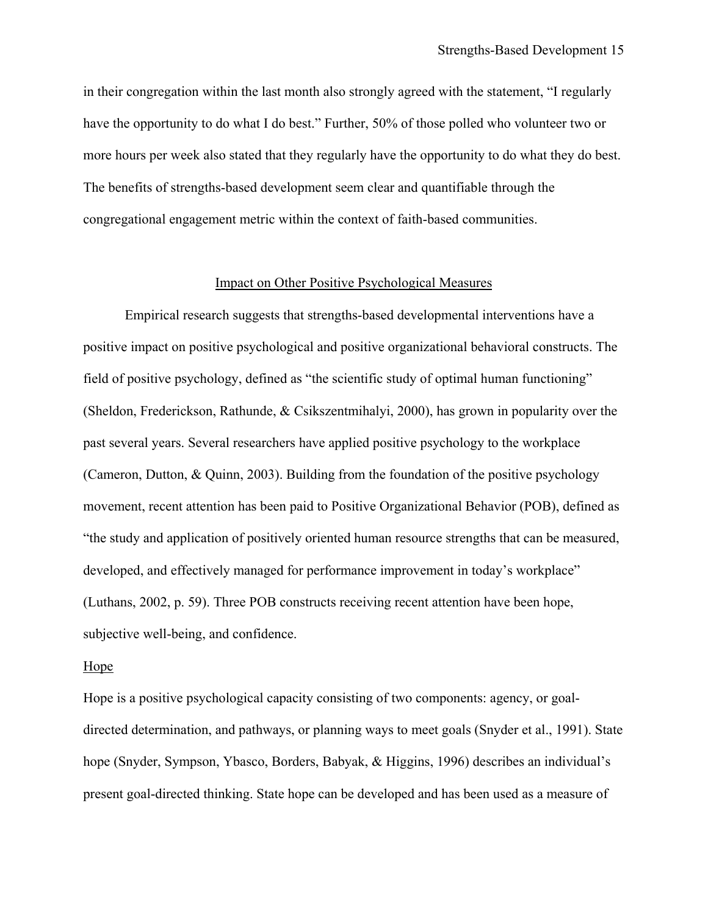in their congregation within the last month also strongly agreed with the statement, "I regularly have the opportunity to do what I do best." Further, 50% of those polled who volunteer two or more hours per week also stated that they regularly have the opportunity to do what they do best. The benefits of strengths-based development seem clear and quantifiable through the congregational engagement metric within the context of faith-based communities.

## Impact on Other Positive Psychological Measures

Empirical research suggests that strengths-based developmental interventions have a positive impact on positive psychological and positive organizational behavioral constructs. The field of positive psychology, defined as "the scientific study of optimal human functioning" (Sheldon, Frederickson, Rathunde, & Csikszentmihalyi, 2000), has grown in popularity over the past several years. Several researchers have applied positive psychology to the workplace (Cameron, Dutton, & Quinn, 2003). Building from the foundation of the positive psychology movement, recent attention has been paid to Positive Organizational Behavior (POB), defined as "the study and application of positively oriented human resource strengths that can be measured, developed, and effectively managed for performance improvement in today's workplace" (Luthans, 2002, p. 59). Three POB constructs receiving recent attention have been hope, subjective well-being, and confidence.

### Hope

Hope is a positive psychological capacity consisting of two components: agency, or goal-directed determination, and pathways, or planning ways to meet goals (Snyder et al., 1991). State hope (Snyder, Sympson, Ybasco, Borders, Babyak, & Higgins, 1996) describes an individual's present goal-directed thinking. State hope can be developed and has been used as a measure of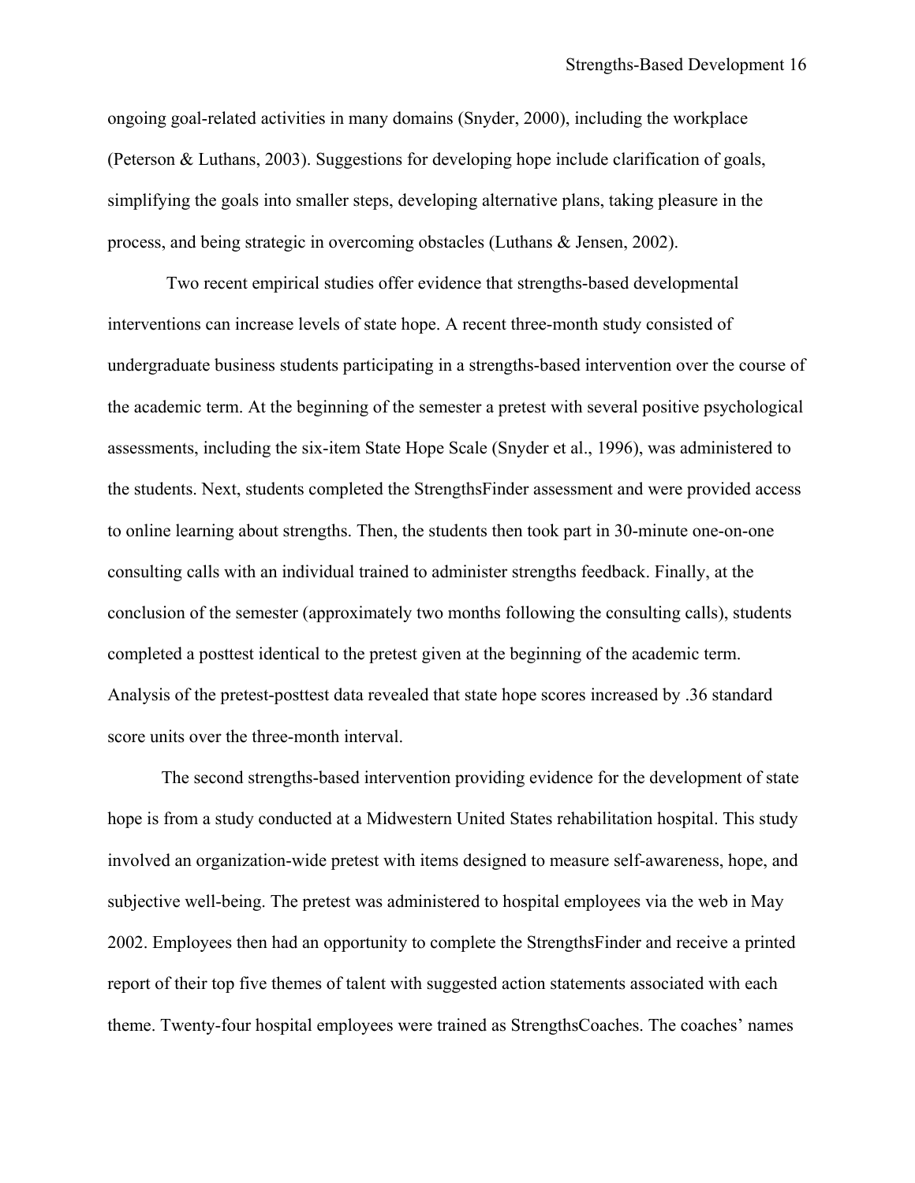ongoing goal-related activities in many domains (Snyder, 2000), including the workplace (Peterson & Luthans, 2003). Suggestions for developing hope include clarification of goals, simplifying the goals into smaller steps, developing alternative plans, taking pleasure in the process, and being strategic in overcoming obstacles (Luthans & Jensen, 2002).

Two recent empirical studies offer evidence that strengths-based developmental interventions can increase levels of state hope. A recent three-month study consisted of undergraduate business students participating in a strengths-based intervention over the course of the academic term. At the beginning of the semester a pretest with several positive psychological assessments, including the six-item State Hope Scale (Snyder et al., 1996), was administered to the students. Next, students completed the StrengthsFinder assessment and were provided access to online learning about strengths. Then, the students then took part in 30-minute one-on-one consulting calls with an individual trained to administer strengths feedback. Finally, at the conclusion of the semester (approximately two months following the consulting calls), students completed a posttest identical to the pretest given at the beginning of the academic term. Analysis of the pretest-posttest data revealed that state hope scores increased by .36 standard score units over the three-month interval.

The second strengths-based intervention providing evidence for the development of state hope is from a study conducted at a Midwestern United States rehabilitation hospital. This study involved an organization-wide pretest with items designed to measure self-awareness, hope, and subjective well-being. The pretest was administered to hospital employees via the web in May 2002. Employees then had an opportunity to complete the StrengthsFinder and receive a printed report of their top five themes of talent with suggested action statements associated with each theme. Twenty-four hospital employees were trained as StrengthsCoaches. The coaches' names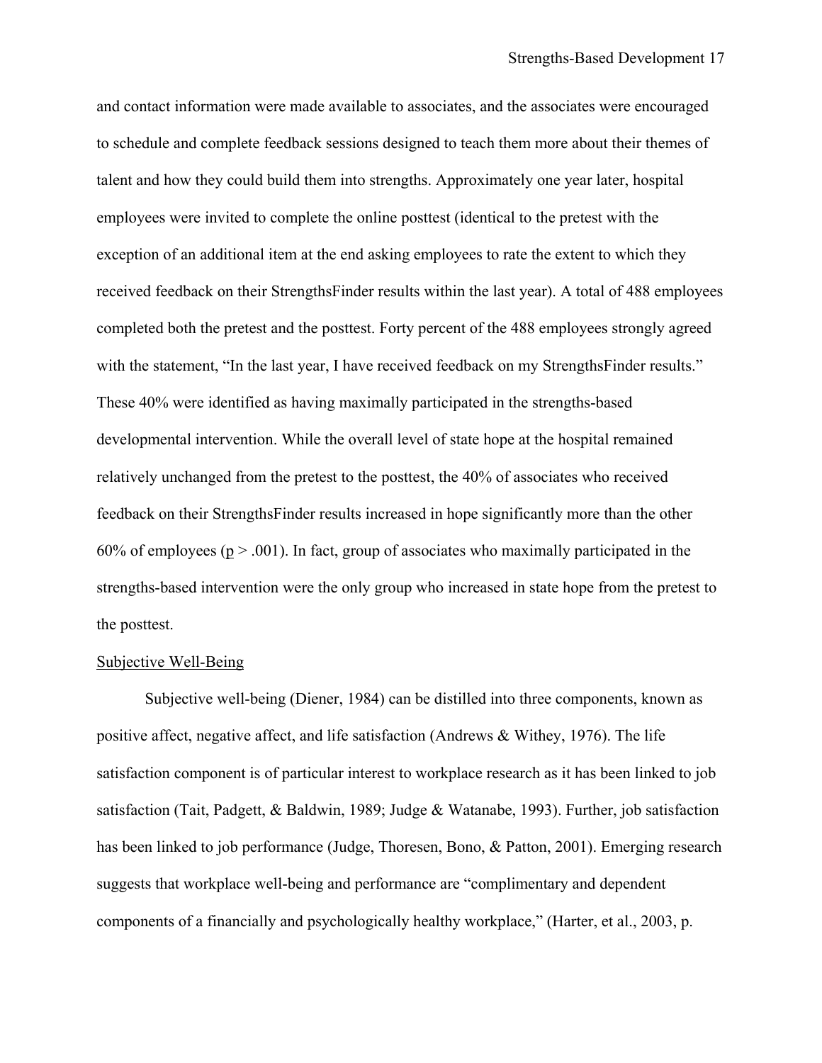and contact information were made available to associates, and the associates were encouraged to schedule and complete feedback sessions designed to teach them more about their themes of talent and how they could build them into strengths. Approximately one year later, hospital employees were invited to complete the online posttest (identical to the pretest with the exception of an additional item at the end asking employees to rate the extent to which they received feedback on their StrengthsFinder results within the last year). A total of 488 employees completed both the pretest and the posttest. Forty percent of the 488 employees strongly agreed with the statement, "In the last year, I have received feedback on my StrengthsFinder results." These 40% were identified as having maximally participated in the strengths-based developmental intervention. While the overall level of state hope at the hospital remained relatively unchanged from the pretest to the posttest, the 40% of associates who received feedback on their StrengthsFinder results increased in hope significantly more than the other 60% of employees ($p > .001$). In fact, group of associates who maximally participated in the strengths-based intervention were the only group who increased in state hope from the pretest to the posttest.

## Subjective Well-Being

Subjective well-being (Diener, 1984) can be distilled into three components, known as positive affect, negative affect, and life satisfaction (Andrews & Withey, 1976). The life satisfaction component is of particular interest to workplace research as it has been linked to job satisfaction (Tait, Padgett, & Baldwin, 1989; Judge & Watanabe, 1993). Further, job satisfaction has been linked to job performance (Judge, Thoresen, Bono, & Patton, 2001). Emerging research suggests that workplace well-being and performance are "complimentary and dependent components of a financially and psychologically healthy workplace," (Harter, et al., 2003, p.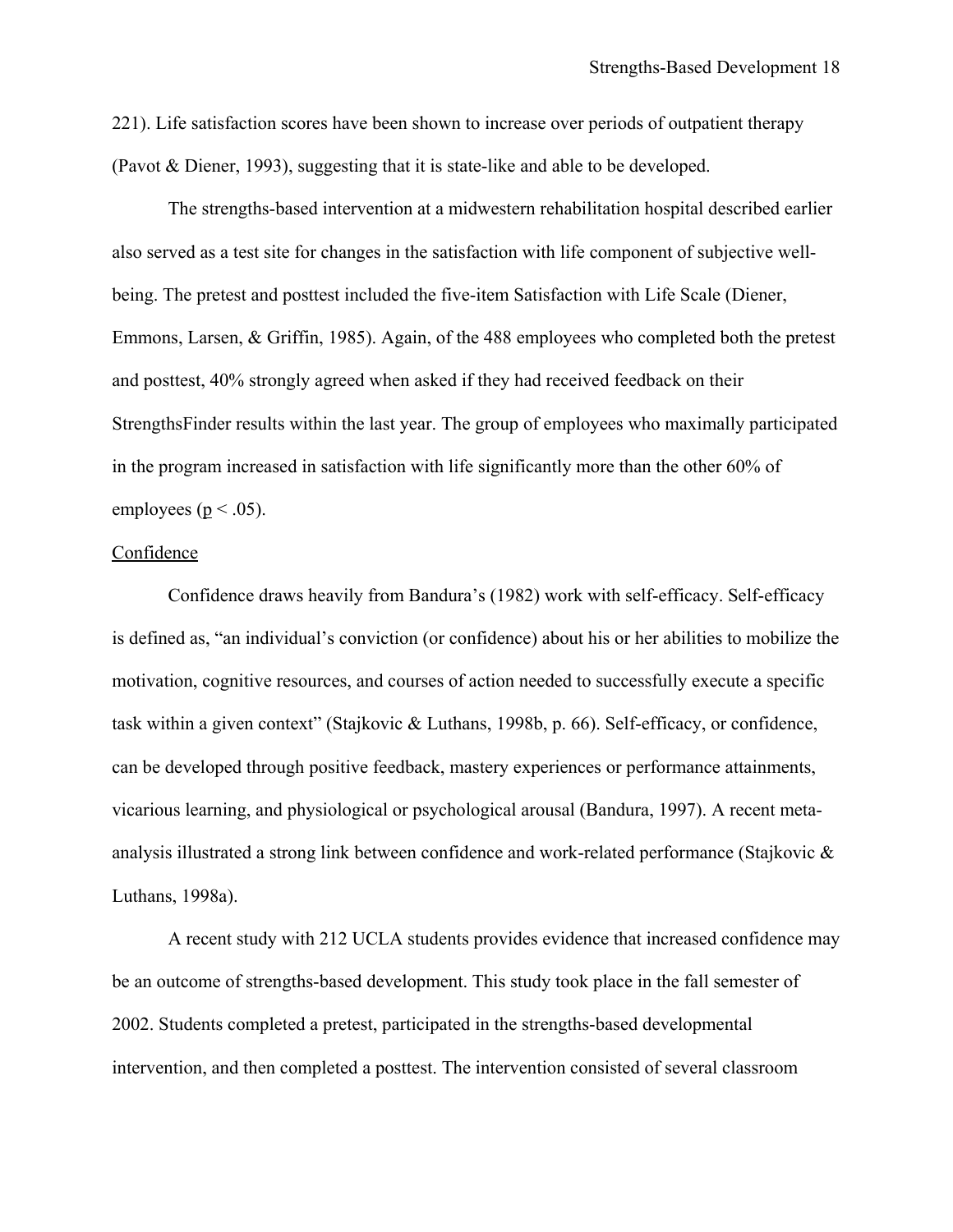221). Life satisfaction scores have been shown to increase over periods of outpatient therapy (Pavot & Diener, 1993), suggesting that it is state-like and able to be developed.

The strengths-based intervention at a midwestern rehabilitation hospital described earlier also served as a test site for changes in the satisfaction with life component of subjective well-being. The pretest and posttest included the five-item Satisfaction with Life Scale (Diener, Emmons, Larsen, & Griffin, 1985). Again, of the 488 employees who completed both the pretest and posttest, 40% strongly agreed when asked if they had received feedback on their StrengthsFinder results within the last year. The group of employees who maximally participated in the program increased in satisfaction with life significantly more than the other 60% of employees ($p < .05$).

## Confidence

Confidence draws heavily from Bandura's (1982) work with self-efficacy. Self-efficacy is defined as, "an individual's conviction (or confidence) about his or her abilities to mobilize the motivation, cognitive resources, and courses of action needed to successfully execute a specific task within a given context" (Stajkovic & Luthans, 1998b, p. 66). Self-efficacy, or confidence, can be developed through positive feedback, mastery experiences or performance attainments, vicarious learning, and physiological or psychological arousal (Bandura, 1997). A recent meta-analysis illustrated a strong link between confidence and work-related performance (Stajkovic & Luthans, 1998a).

A recent study with 212 UCLA students provides evidence that increased confidence may be an outcome of strengths-based development. This study took place in the fall semester of 2002. Students completed a pretest, participated in the strengths-based developmental intervention, and then completed a posttest. The intervention consisted of several classroom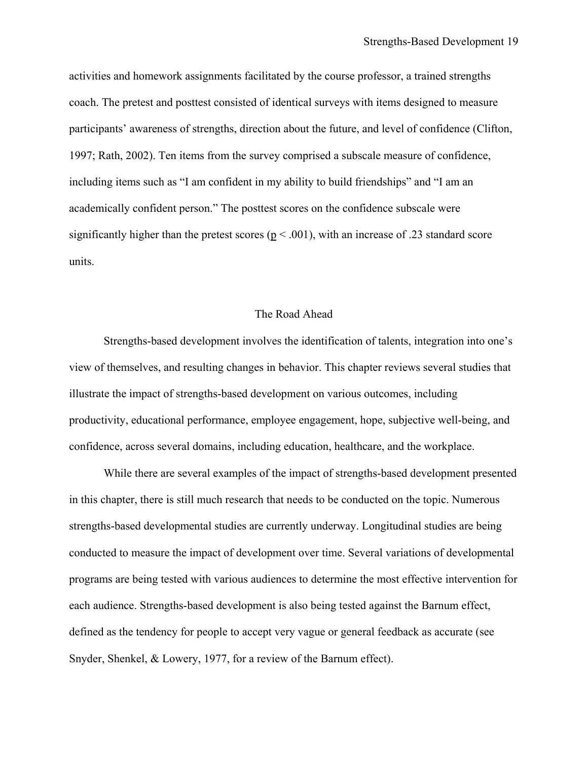activities and homework assignments facilitated by the course professor, a trained strengths coach. The pretest and posttest consisted of identical surveys with items designed to measure participants' awareness of strengths, direction about the future, and level of confidence (Clifton, 1997; Rath, 2002). Ten items from the survey comprised a subscale measure of confidence, including items such as "I am confident in my ability to build friendships" and "I am an academically confident person." The posttest scores on the confidence subscale were significantly higher than the pretest scores ($p < .001$), with an increase of .23 standard score units.

## The Road Ahead

Strengths-based development involves the identification of talents, integration into one's view of themselves, and resulting changes in behavior. This chapter reviews several studies that illustrate the impact of strengths-based development on various outcomes, including productivity, educational performance, employee engagement, hope, subjective well-being, and confidence, across several domains, including education, healthcare, and the workplace.

While there are several examples of the impact of strengths-based development presented in this chapter, there is still much research that needs to be conducted on the topic. Numerous strengths-based developmental studies are currently underway. Longitudinal studies are being conducted to measure the impact of development over time. Several variations of developmental programs are being tested with various audiences to determine the most effective intervention for each audience. Strengths-based development is also being tested against the Barnum effect, defined as the tendency for people to accept very vague or general feedback as accurate (see Snyder, Shenkel, & Lowery, 1977, for a review of the Barnum effect).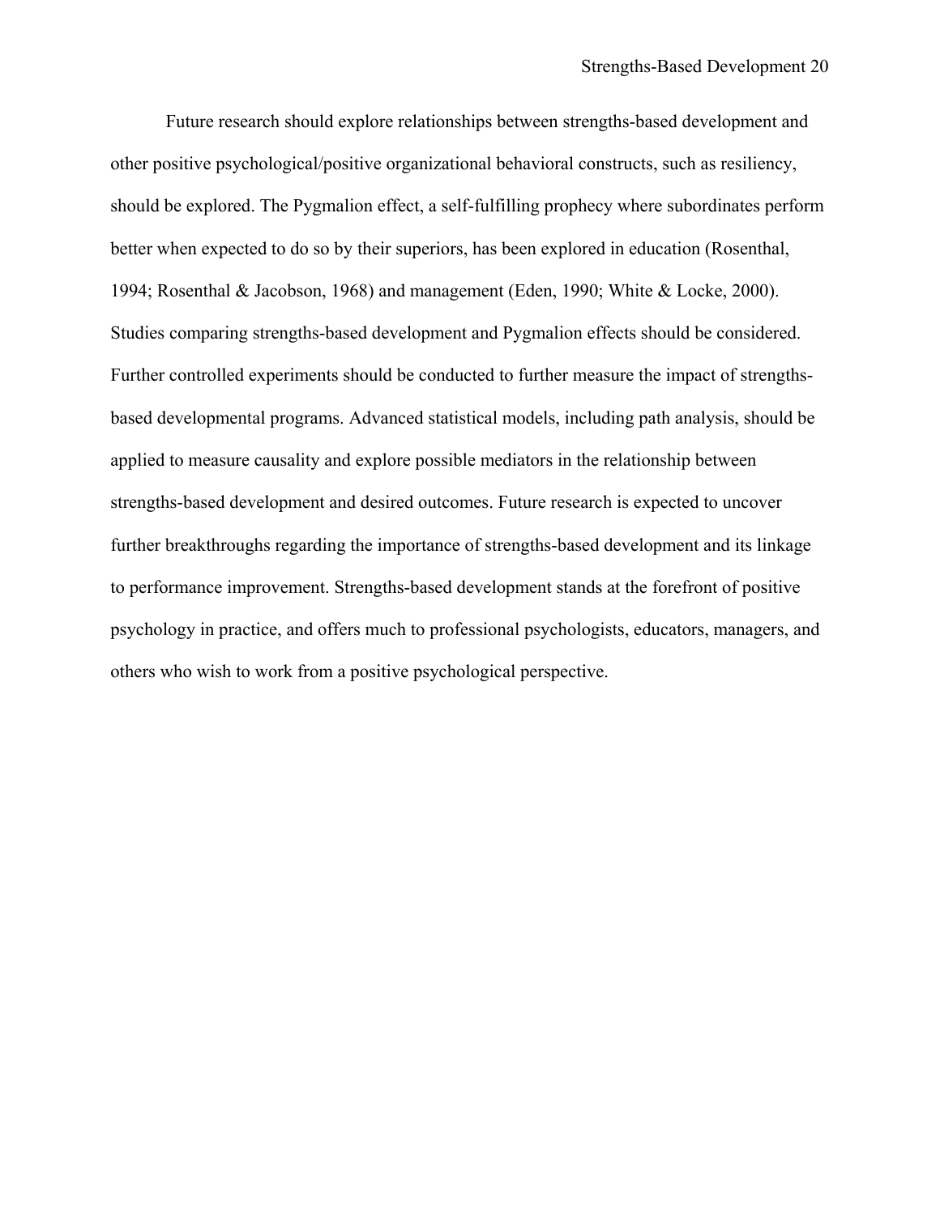Future research should explore relationships between strengths-based development and other positive psychological/positive organizational behavioral constructs, such as resiliency, should be explored. The Pygmalion effect, a self-fulfilling prophecy where subordinates perform better when expected to do so by their superiors, has been explored in education (Rosenthal, 1994; Rosenthal & Jacobson, 1968) and management (Eden, 1990; White & Locke, 2000). Studies comparing strengths-based development and Pygmalion effects should be considered. Further controlled experiments should be conducted to further measure the impact of strengths-based developmental programs. Advanced statistical models, including path analysis, should be applied to measure causality and explore possible mediators in the relationship between strengths-based development and desired outcomes. Future research is expected to uncover further breakthroughs regarding the importance of strengths-based development and its linkage to performance improvement. Strengths-based development stands at the forefront of positive psychology in practice, and offers much to professional psychologists, educators, managers, and others who wish to work from a positive psychological perspective.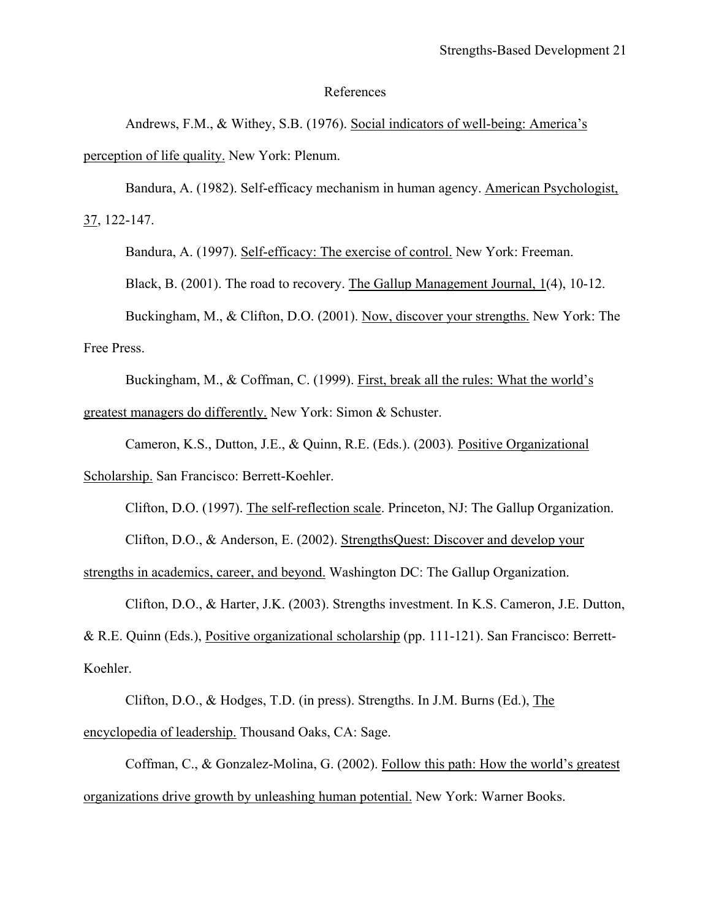# References

Andrews, F.M., & Withey, S.B. (1976). Social indicators of well-being: America's perception of life quality. New York: Plenum.

Bandura, A. (1982). Self-efficacy mechanism in human agency. American Psychologist, 37, 122-147.

Bandura, A. (1997). Self-efficacy: The exercise of control. New York: Freeman.

Black, B. (2001). The road to recovery. The Gallup Management Journal, 1(4), 10-12.

Buckingham, M., & Clifton, D.O. (2001). Now, discover your strengths. New York: The Free Press.

Buckingham, M., & Coffman, C. (1999). First, break all the rules: What the world's greatest managers do differently. New York: Simon & Schuster.

Cameron, K.S., Dutton, J.E., & Quinn, R.E. (Eds.). (2003). Positive Organizational Scholarship. San Francisco: Berrett-Koehler.

Clifton, D.O. (1997). The self-reflection scale. Princeton, NJ: The Gallup Organization.

Clifton, D.O., & Anderson, E. (2002). StrengthsQuest: Discover and develop your strengths in academics, career, and beyond. Washington DC: The Gallup Organization.

Clifton, D.O., & Harter, J.K. (2003). Strengths investment. In K.S. Cameron, J.E. Dutton, & R.E. Quinn (Eds.), Positive organizational scholarship (pp. 111-121). San Francisco: Berrett-Koehler.

Clifton, D.O., & Hodges, T.D. (in press). Strengths. In J.M. Burns (Ed.), The encyclopedia of leadership. Thousand Oaks, CA: Sage.

Coffman, C., & Gonzalez-Molina, G. (2002). Follow this path: How the world's greatest organizations drive growth by unleashing human potential. New York: Warner Books.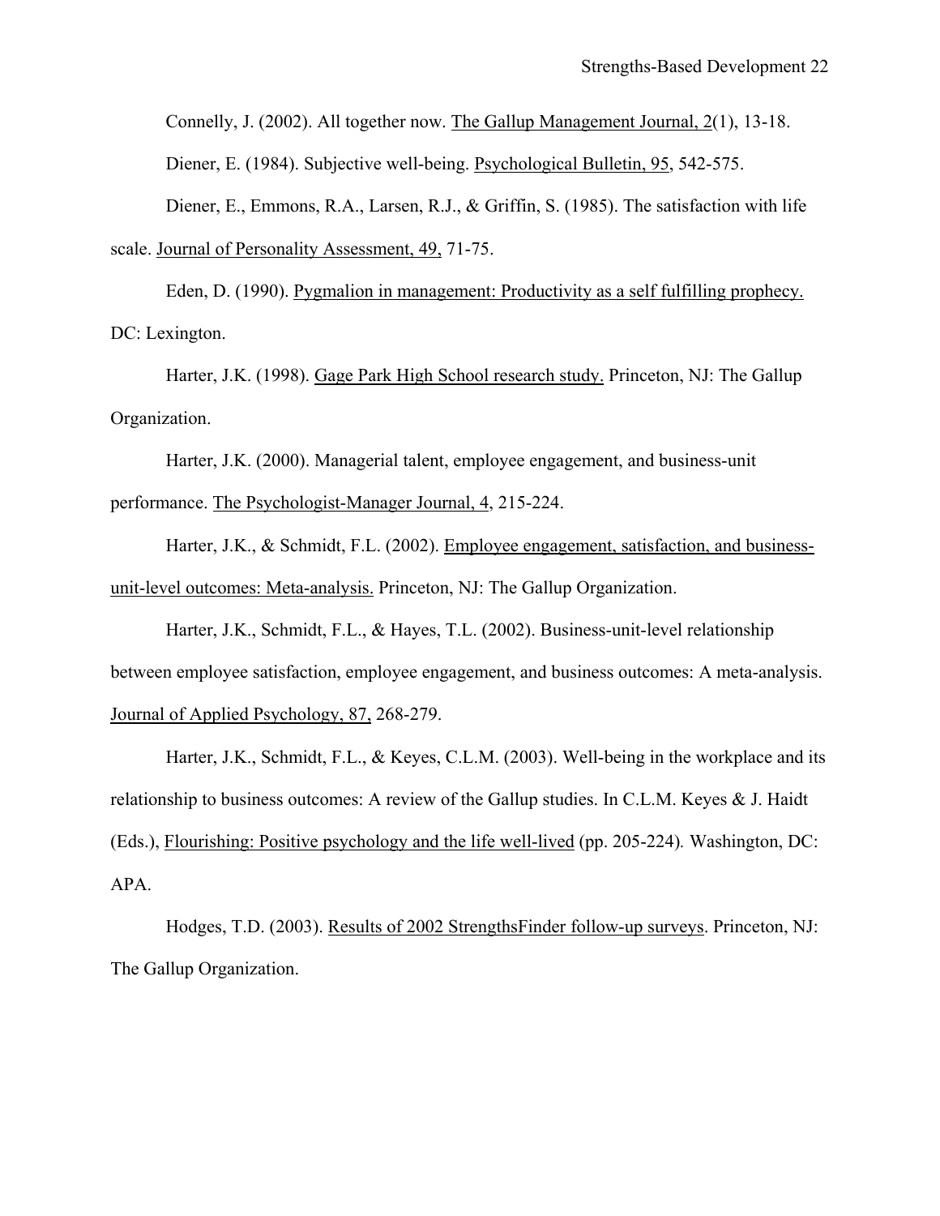Connelly, J. (2002). All together now. The Gallup Management Journal, 2(1), 13-18.

Diener, E. (1984). Subjective well-being. Psychological Bulletin, 95, 542-575.

Diener, E., Emmons, R.A., Larsen, R.J., & Griffin, S. (1985). The satisfaction with life scale. Journal of Personality Assessment, 49, 71-75.

Eden, D. (1990). Pygmalion in management: Productivity as a self fulfilling prophecy. DC: Lexington.

Harter, J.K. (1998). Gage Park High School research study. Princeton, NJ: The Gallup Organization.

Harter, J.K. (2000). Managerial talent, employee engagement, and business-unit performance. The Psychologist-Manager Journal, 4, 215-224.

Harter, J.K., & Schmidt, F.L. (2002). Employee engagement, satisfaction, and business-unit-level outcomes: Meta-analysis. Princeton, NJ: The Gallup Organization.

Harter, J.K., Schmidt, F.L., & Hayes, T.L. (2002). Business-unit-level relationship between employee satisfaction, employee engagement, and business outcomes: A meta-analysis. Journal of Applied Psychology, 87, 268-279.

Harter, J.K., Schmidt, F.L., & Keyes, C.L.M. (2003). Well-being in the workplace and its relationship to business outcomes: A review of the Gallup studies. In C.L.M. Keyes & J. Haidt (Eds.), Flourishing: Positive psychology and the life well-lived (pp. 205-224). Washington, DC: APA.

Hodges, T.D. (2003). Results of 2002 StrengthsFinder follow-up surveys. Princeton, NJ: The Gallup Organization.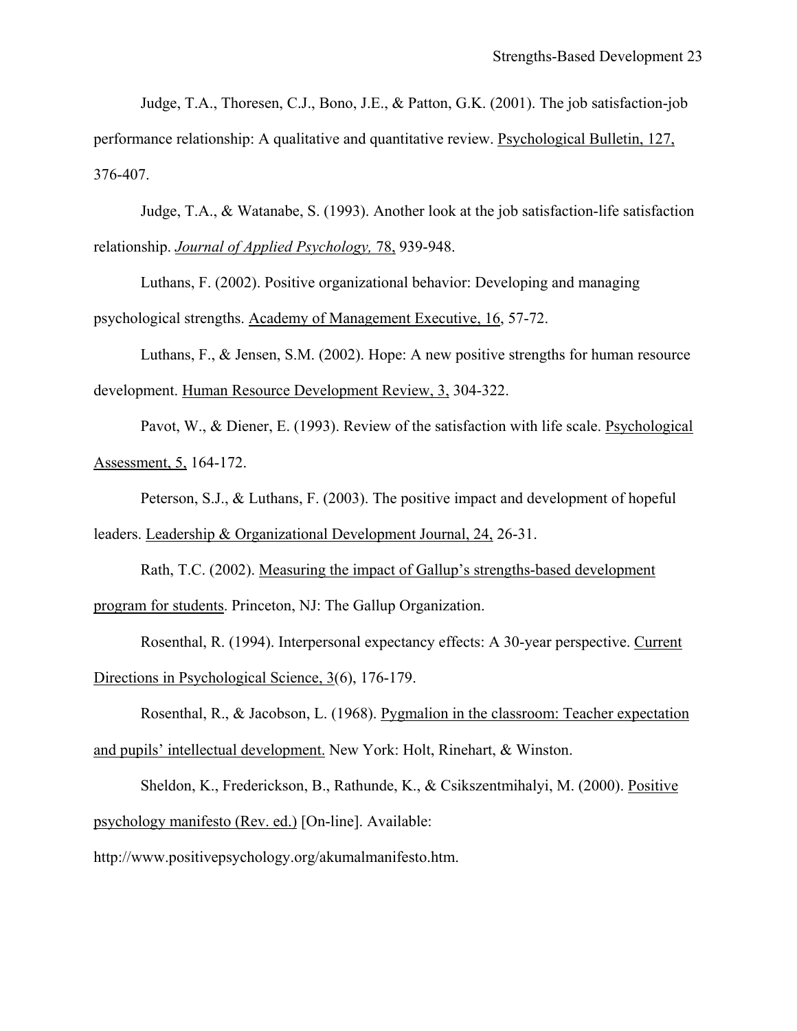Judge, T.A., Thoresen, C.J., Bono, J.E., & Patton, G.K. (2001). The job satisfaction-job performance relationship: A qualitative and quantitative review. Psychological Bulletin, 127, 376-407.

Judge, T.A., & Watanabe, S. (1993). Another look at the job satisfaction-life satisfaction relationship. *Journal of Applied Psychology,* 78, 939-948.

Luthans, F. (2002). Positive organizational behavior: Developing and managing psychological strengths. Academy of Management Executive, 16, 57-72.

Luthans, F., & Jensen, S.M. (2002). Hope: A new positive strengths for human resource development. Human Resource Development Review, 3, 304-322.

Pavot, W., & Diener, E. (1993). Review of the satisfaction with life scale. Psychological Assessment, 5, 164-172.

Peterson, S.J., & Luthans, F. (2003). The positive impact and development of hopeful leaders. Leadership & Organizational Development Journal, 24, 26-31.

Rath, T.C. (2002). Measuring the impact of Gallup's strengths-based development program for students. Princeton, NJ: The Gallup Organization.

Rosenthal, R. (1994). Interpersonal expectancy effects: A 30-year perspective. Current Directions in Psychological Science, 3(6), 176-179.

Rosenthal, R., & Jacobson, L. (1968). Pygmalion in the classroom: Teacher expectation and pupils' intellectual development. New York: Holt, Rinehart, & Winston.

Sheldon, K., Frederickson, B., Rathunde, K., & Csikszentmihalyi, M. (2000). Positive psychology manifesto (Rev. ed.) [On-line]. Available: http://www.positivepsychology.org/akumalmanifesto.htm.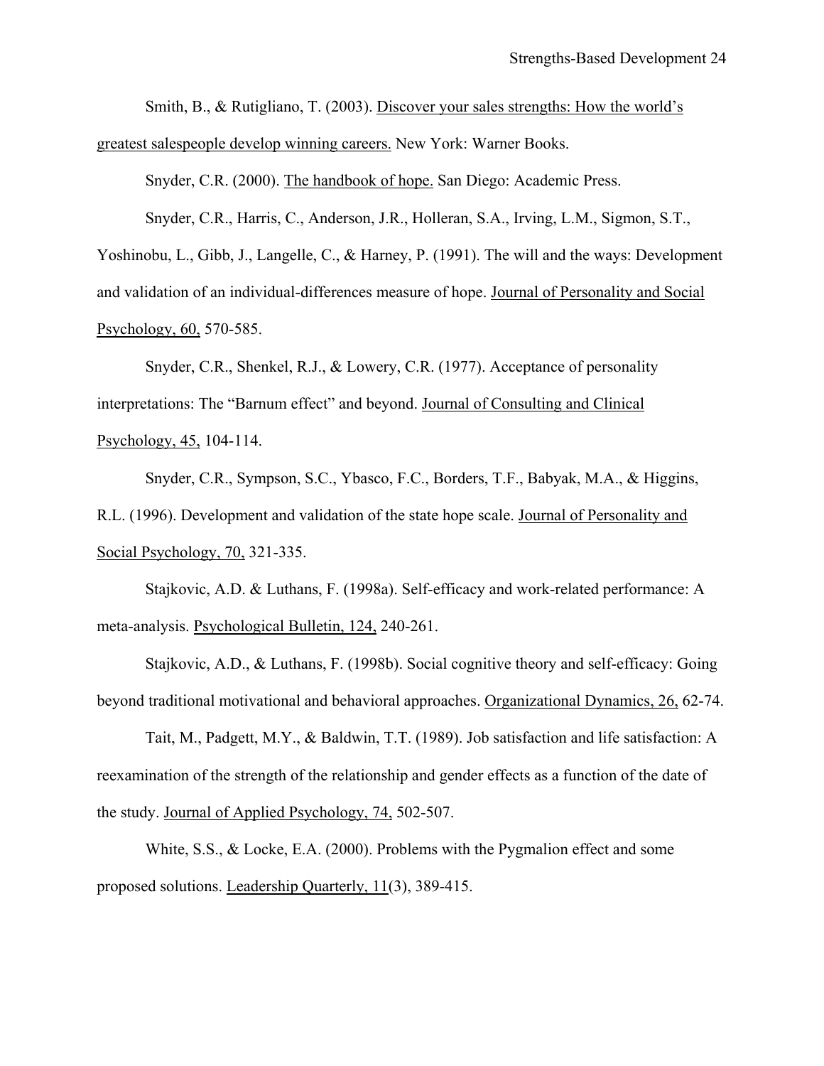Smith, B., & Rutigliano, T. (2003). Discover your sales strengths: How the world's greatest salespeople develop winning careers. New York: Warner Books.

Snyder, C.R. (2000). The handbook of hope. San Diego: Academic Press.

Snyder, C.R., Harris, C., Anderson, J.R., Holleran, S.A., Irving, L.M., Sigmon, S.T., Yoshinobu, L., Gibb, J., Langelle, C., & Harney, P. (1991). The will and the ways: Development and validation of an individual-differences measure of hope. Journal of Personality and Social Psychology, 60, 570-585.

Snyder, C.R., Shenkel, R.J., & Lowery, C.R. (1977). Acceptance of personality interpretations: The "Barnum effect" and beyond. Journal of Consulting and Clinical Psychology, 45, 104-114.

Snyder, C.R., Sympson, S.C., Ybasco, F.C., Borders, T.F., Babyak, M.A., & Higgins, R.L. (1996). Development and validation of the state hope scale. Journal of Personality and Social Psychology, 70, 321-335.

Stajkovic, A.D. & Luthans, F. (1998a). Self-efficacy and work-related performance: A meta-analysis. Psychological Bulletin, 124, 240-261.

Stajkovic, A.D., & Luthans, F. (1998b). Social cognitive theory and self-efficacy: Going beyond traditional motivational and behavioral approaches. Organizational Dynamics, 26, 62-74.

Tait, M., Padgett, M.Y., & Baldwin, T.T. (1989). Job satisfaction and life satisfaction: A reexamination of the strength of the relationship and gender effects as a function of the date of the study. Journal of Applied Psychology, 74, 502-507.

White, S.S., & Locke, E.A. (2000). Problems with the Pygmalion effect and some proposed solutions. Leadership Quarterly, 11(3), 389-415.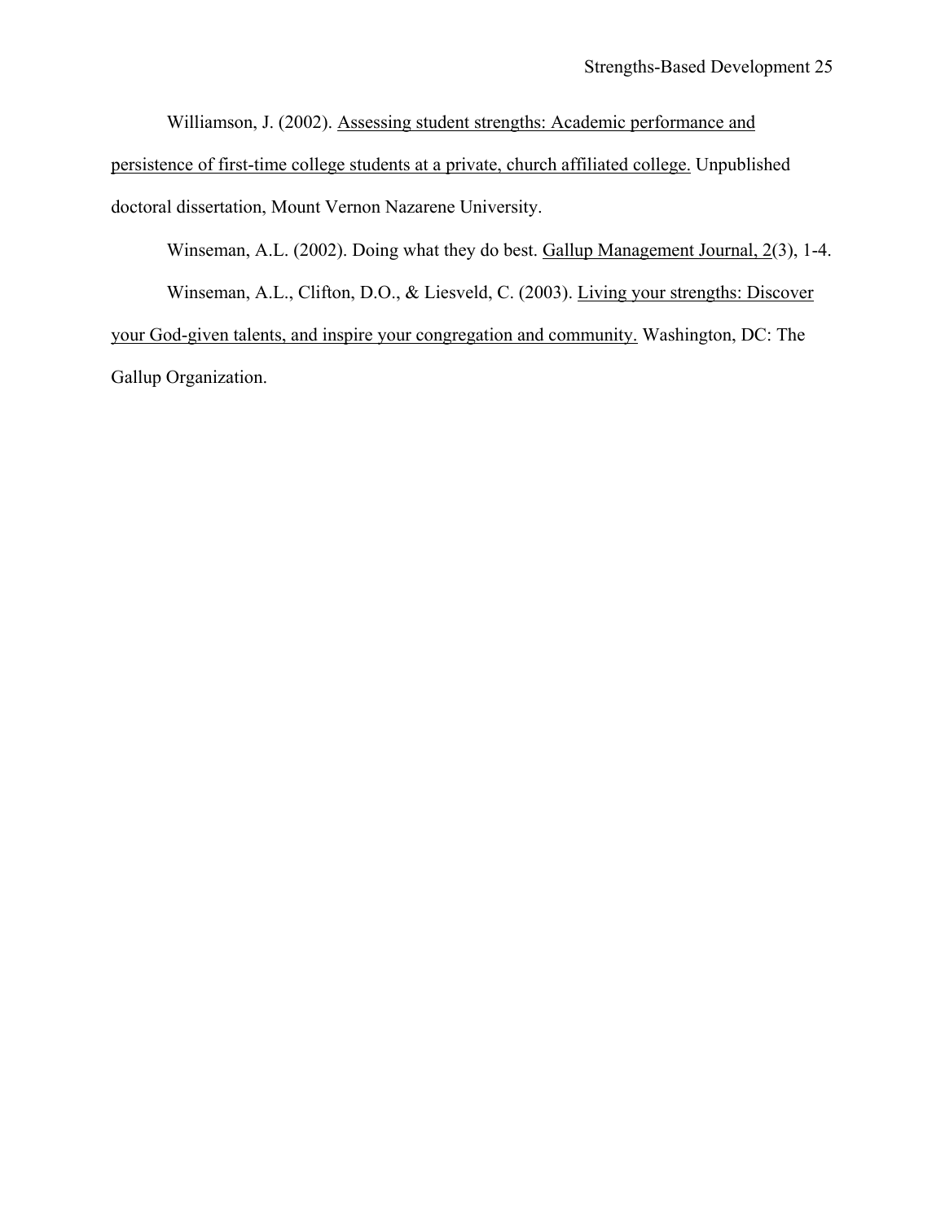Williamson, J. (2002). Assessing student strengths: Academic performance and persistence of first-time college students at a private, church affiliated college. Unpublished doctoral dissertation, Mount Vernon Nazarene University.

Winseman, A.L. (2002). Doing what they do best. Gallup Management Journal, 2(3), 1-4.

Winseman, A.L., Clifton, D.O., & Liesveld, C. (2003). Living your strengths: Discover your God-given talents, and inspire your congregation and community. Washington, DC: The Gallup Organization.